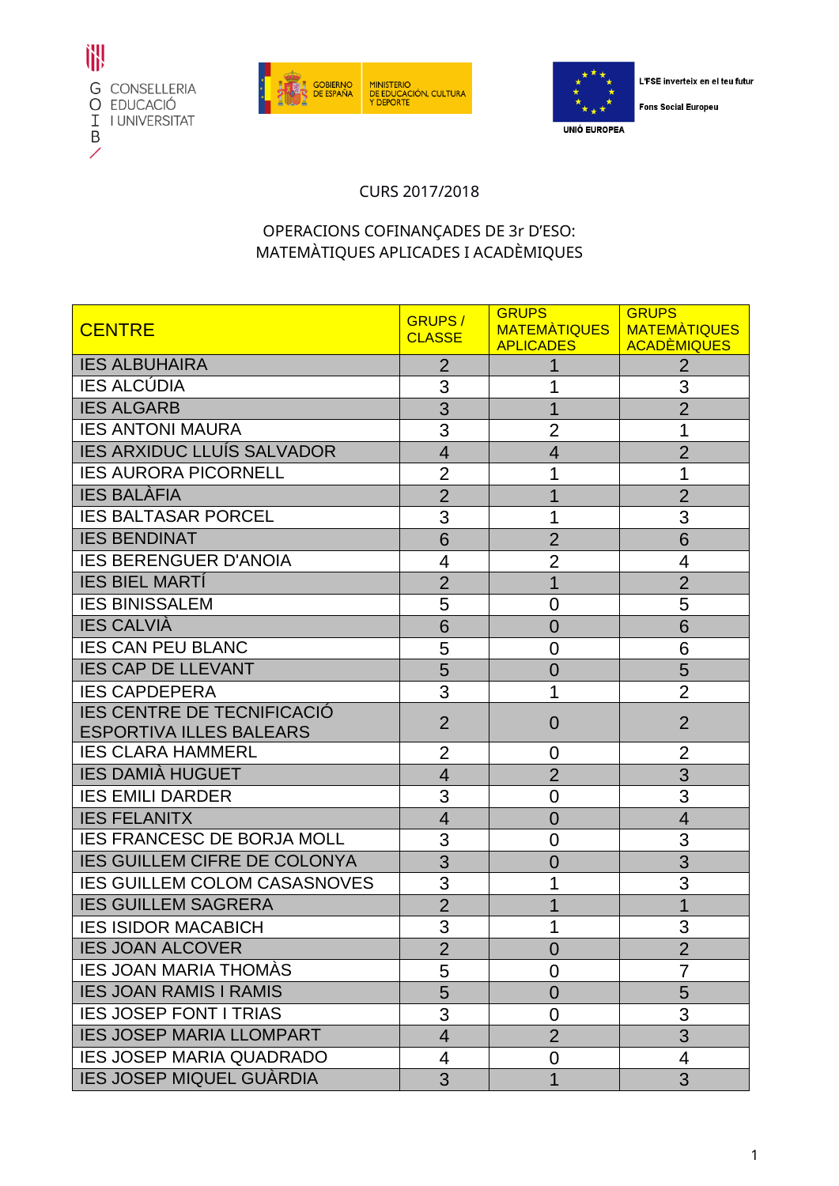G CONSELLERIA
O EDUCACIÓ
I I UNIVERSITAT
B

GOBIERNO DE ESPAÑA | MINISTERIO DE EDUCACIÓN, CULTURA Y DEPORTE

UNIÓ EUROPEA

L'FSE inverteix en el teu futur

Fons Social Europeu

CURS 2017/2018

OPERACIONS COFINANÇADES DE 3r D'ESO:
MATEMÀTIQUES APLICADES I ACADÈMIQUES

| CENTRE | GRUPS / CLASSE | GRUPS MATEMÀTIQUES APLICADES | GRUPS MATEMÀTIQUES ACADÈMIQUES |
|---|---|---|---|
| IES ALBUHAIRA | 2 | 1 | 2 |
| IES ALCÚDIA | 3 | 1 | 3 |
| IES ALGARB | 3 | 1 | 2 |
| IES ANTONI MAURA | 3 | 2 | 1 |
| IES ARXIDUC LLUÍS SALVADOR | 4 | 4 | 2 |
| IES AURORA PICORNELL | 2 | 1 | 1 |
| IES BALÀFIA | 2 | 1 | 2 |
| IES BALTASAR PORCEL | 3 | 1 | 3 |
| IES BENDINAT | 6 | 2 | 6 |
| IES BERENGUER D'ANOIA | 4 | 2 | 4 |
| IES BIEL MARTÍ | 2 | 1 | 2 |
| IES BINISSALEM | 5 | 0 | 5 |
| IES CALVIÀ | 6 | 0 | 6 |
| IES CAN PEU BLANC | 5 | 0 | 6 |
| IES CAP DE LLEVANT | 5 | 0 | 5 |
| IES CAPDEPERA | 3 | 1 | 2 |
| IES CENTRE DE TECNIFICACIÓ ESPORTIVA ILLES BALEARS | 2 | 0 | 2 |
| IES CLARA HAMMERL | 2 | 0 | 2 |
| IES DAMIÀ HUGUET | 4 | 2 | 3 |
| IES EMILI DARDER | 3 | 0 | 3 |
| IES FELANITX | 4 | 0 | 4 |
| IES FRANCESC DE BORJA MOLL | 3 | 0 | 3 |
| IES GUILLEM CIFRE DE COLONYA | 3 | 0 | 3 |
| IES GUILLEM COLOM CASASNOVES | 3 | 1 | 3 |
| IES GUILLEM SAGRERA | 2 | 1 | 1 |
| IES ISIDOR MACABICH | 3 | 1 | 3 |
| IES JOAN ALCOVER | 2 | 0 | 2 |
| IES JOAN MARIA THOMÀS | 5 | 0 | 7 |
| IES JOAN RAMIS I RAMIS | 5 | 0 | 5 |
| IES JOSEP FONT I TRIAS | 3 | 0 | 3 |
| IES JOSEP MARIA LLOMPART | 4 | 2 | 3 |
| IES JOSEP MARIA QUADRADO | 4 | 0 | 4 |
| IES JOSEP MIQUEL GUÀRDIA | 3 | 1 | 3 |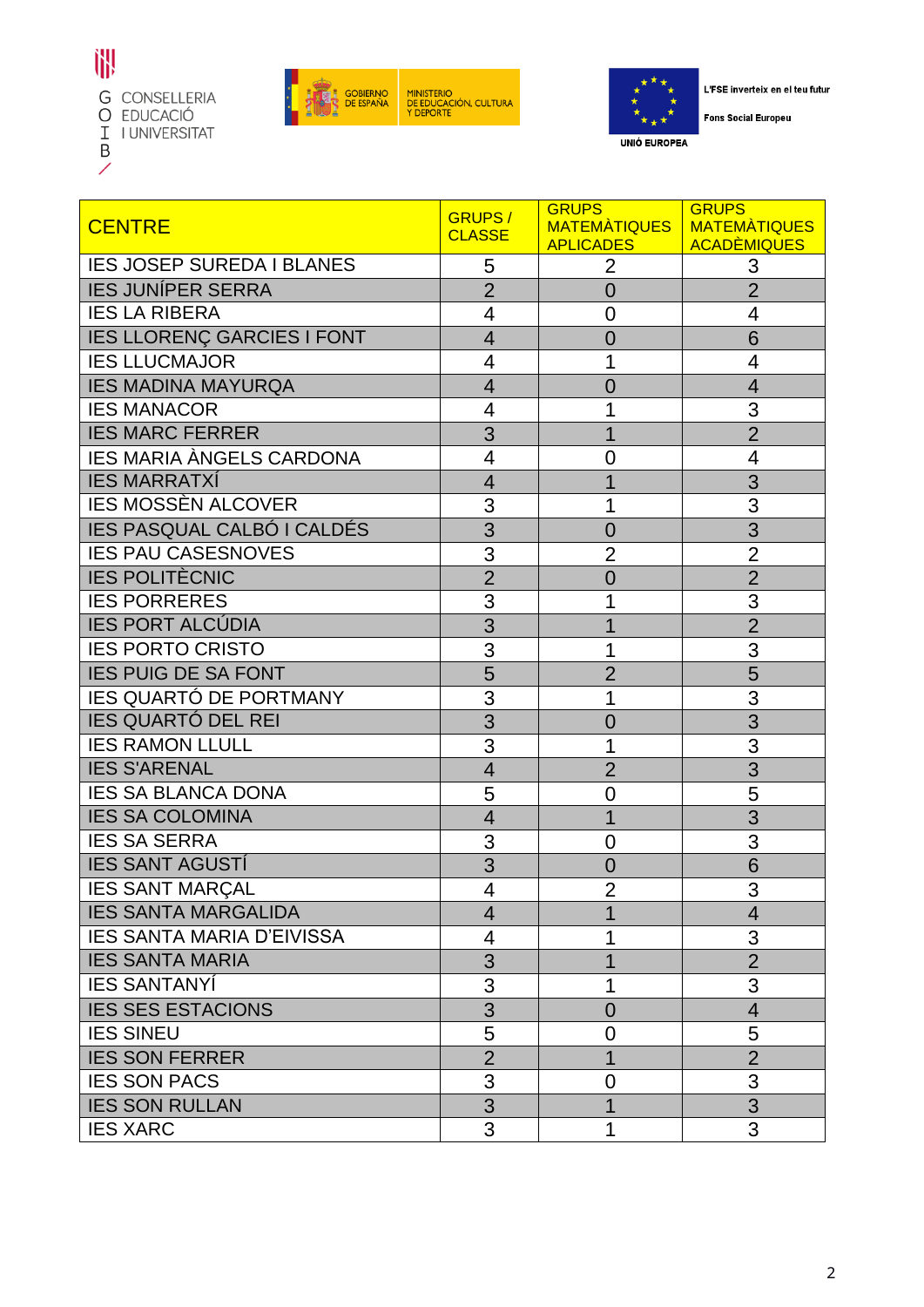G CONSELLERIA
O EDUCACIÓ
I I UNIVERSITAT
B

GOBIERNO DE ESPAÑA — MINISTERIO DE EDUCACIÓN, CULTURA Y DEPORTE

UNIÓ EUROPEA — L'FSE inverteix en el teu futur — Fons Social Europeu

| CENTRE | GRUPS / CLASSE | GRUPS MATEMÀTIQUES APLICADES | GRUPS MATEMÀTIQUES ACADÈMIQUES |
|---|---|---|---|
| IES JOSEP SUREDA I BLANES | 5 | 2 | 3 |
| IES JUNÍPER SERRA | 2 | 0 | 2 |
| IES LA RIBERA | 4 | 0 | 4 |
| IES LLORENÇ GARCIES I FONT | 4 | 0 | 6 |
| IES LLUCMAJOR | 4 | 1 | 4 |
| IES MADINA MAYURQA | 4 | 0 | 4 |
| IES MANACOR | 4 | 1 | 3 |
| IES MARC FERRER | 3 | 1 | 2 |
| IES MARIA ÀNGELS CARDONA | 4 | 0 | 4 |
| IES MARRATXÍ | 4 | 1 | 3 |
| IES MOSSÈN ALCOVER | 3 | 1 | 3 |
| IES PASQUAL CALBÓ I CALDÉS | 3 | 0 | 3 |
| IES PAU CASESNOVES | 3 | 2 | 2 |
| IES POLITÈCNIC | 2 | 0 | 2 |
| IES PORRERES | 3 | 1 | 3 |
| IES PORT ALCÚDIA | 3 | 1 | 2 |
| IES PORTO CRISTO | 3 | 1 | 3 |
| IES PUIG DE SA FONT | 5 | 2 | 5 |
| IES QUARTÓ DE PORTMANY | 3 | 1 | 3 |
| IES QUARTÓ DEL REI | 3 | 0 | 3 |
| IES RAMON LLULL | 3 | 1 | 3 |
| IES S'ARENAL | 4 | 2 | 3 |
| IES SA BLANCA DONA | 5 | 0 | 5 |
| IES SA COLOMINA | 4 | 1 | 3 |
| IES SA SERRA | 3 | 0 | 3 |
| IES SANT AGUSTÍ | 3 | 0 | 6 |
| IES SANT MARÇAL | 4 | 2 | 3 |
| IES SANTA MARGALIDA | 4 | 1 | 4 |
| IES SANTA MARIA D'EIVISSA | 4 | 1 | 3 |
| IES SANTA MARIA | 3 | 1 | 2 |
| IES SANTANYÍ | 3 | 1 | 3 |
| IES SES ESTACIONS | 3 | 0 | 4 |
| IES SINEU | 5 | 0 | 5 |
| IES SON FERRER | 2 | 1 | 2 |
| IES SON PACS | 3 | 0 | 3 |
| IES SON RULLAN | 3 | 1 | 3 |
| IES XARC | 3 | 1 | 3 |